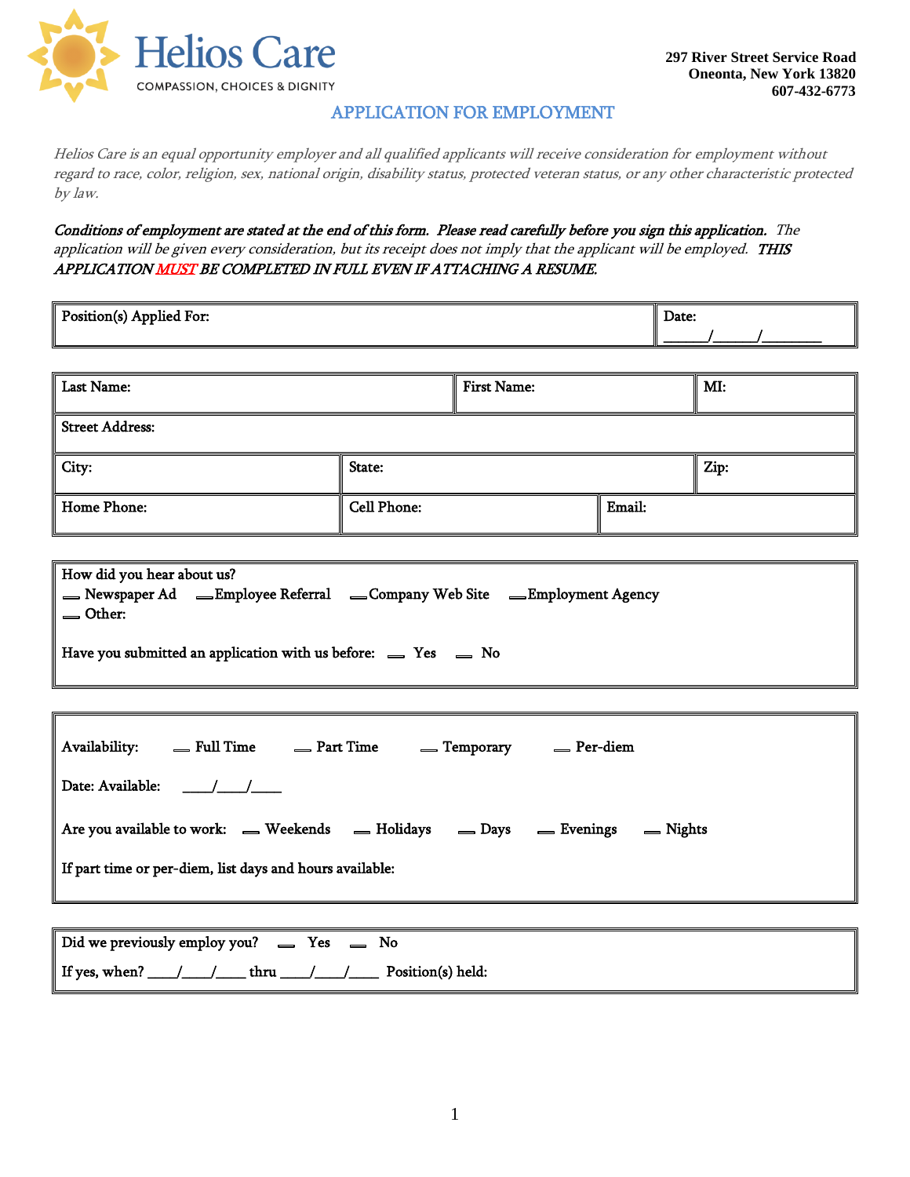# Helios Care

COMPASSION, CHOICES & DIGNITY

**297 River Street Service Road**
**Oneonta, New York 13820**
**607-432-6773**

## APPLICATION FOR EMPLOYMENT

*Helios Care is an equal opportunity employer and all qualified applicants will receive consideration for employment without regard to race, color, religion, sex, national origin, disability status, protected veteran status, or any other characteristic protected by law.*

***Conditions of employment are stated at the end of this form. Please read carefully before you sign this application.*** *The application will be given every consideration, but its receipt does not imply that the applicant will be employed.* ***THIS APPLICATION MUST BE COMPLETED IN FULL EVEN IF ATTACHING A RESUME.***

| Position(s) Applied For: | Date: \_\_\_\_\_\_/\_\_\_\_\_\_/\_\_\_\_\_\_\_\_\_ |
|---|---|

| Last Name: | | First Name: | MI: |
|---|---|---|---|
| Street Address: | | | |
| City: | State: | | Zip: |
| Home Phone: | Cell Phone: | Email: | |

How did you hear about us?
\_\_ Newspaper Ad \_\_ Employee Referral \_\_ Company Web Site \_\_ Employment Agency
\_\_ Other:

Have you submitted an application with us before: \_\_ Yes \_\_ No

Availability: \_\_ Full Time \_\_ Part Time \_\_ Temporary \_\_ Per-diem

Date: Available: \_\_\_\_/\_\_\_\_/\_\_\_\_

Are you available to work: \_\_ Weekends \_\_ Holidays \_\_ Days \_\_ Evenings \_\_ Nights

If part time or per-diem, list days and hours available:

Did we previously employ you? \_\_ Yes \_\_ No

If yes, when? \_\_\_\_/\_\_\_\_/\_\_\_\_ thru \_\_\_\_/\_\_\_\_/\_\_\_\_ Position(s) held: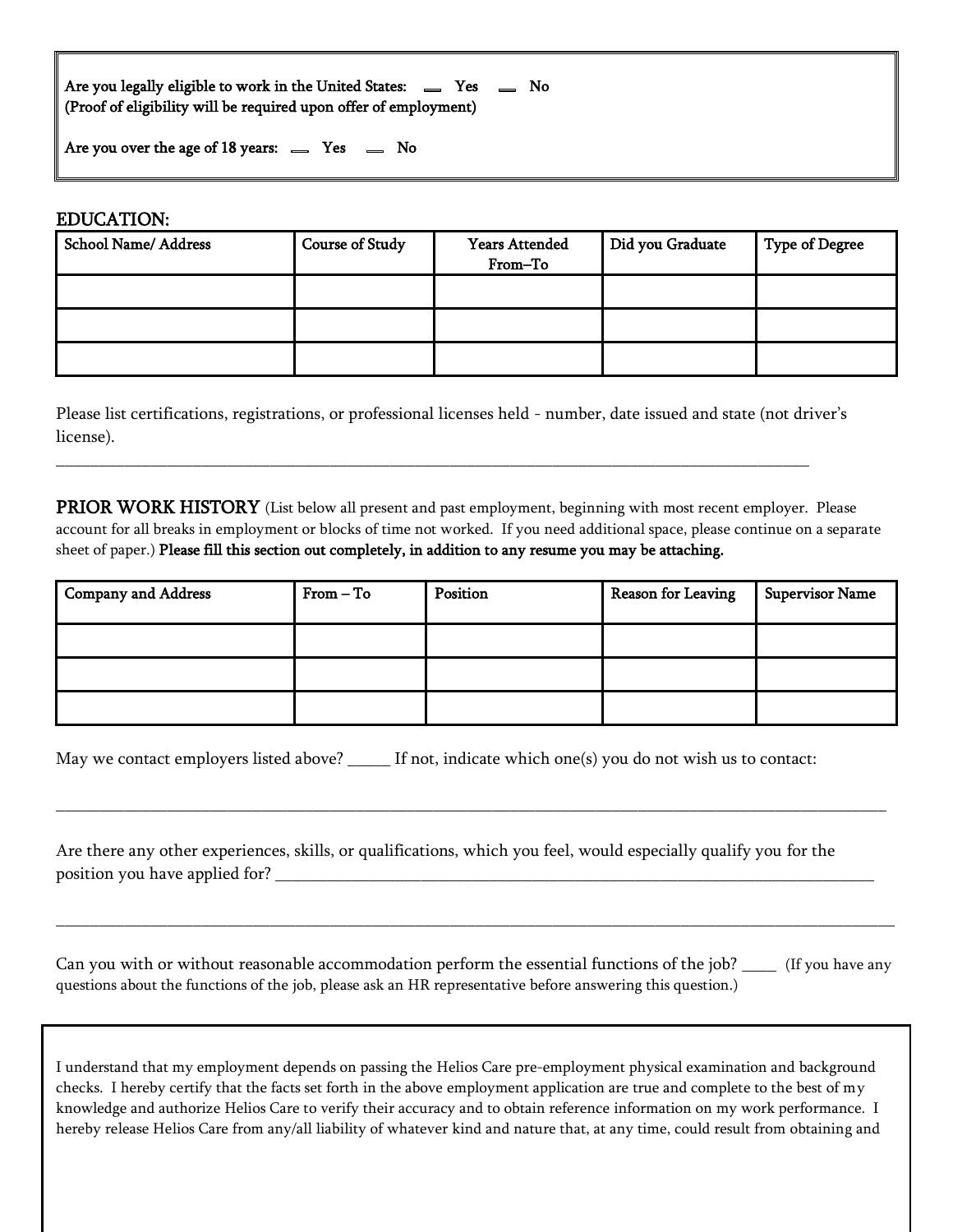Are you legally eligible to work in the United States: ___ Yes ___ No
(Proof of eligibility will be required upon offer of employment)

Are you over the age of 18 years: ___ Yes ___ No

## EDUCATION:

| School Name/ Address | Course of Study | Years Attended From–To | Did you Graduate | Type of Degree |
|---|---|---|---|---|
| | | | | |
| | | | | |
| | | | | |

Please list certifications, registrations, or professional licenses held - number, date issued and state (not driver's license).

_______________________________________________________________________________________

**PRIOR WORK HISTORY** (List below all present and past employment, beginning with most recent employer. Please account for all breaks in employment or blocks of time not worked. If you need additional space, please continue on a separate sheet of paper.) **Please fill this section out completely, in addition to any resume you may be attaching.**

| Company and Address | From – To | Position | Reason for Leaving | Supervisor Name |
|---|---|---|---|---|
| | | | | |
| | | | | |
| | | | | |

May we contact employers listed above? _____ If not, indicate which one(s) you do not wish us to contact:

_______________________________________________________________________________________

Are there any other experiences, skills, or qualifications, which you feel, would especially qualify you for the position you have applied for? _______________________________________________

_______________________________________________________________________________________

Can you with or without reasonable accommodation perform the essential functions of the job? ____ (If you have any questions about the functions of the job, please ask an HR representative before answering this question.)

I understand that my employment depends on passing the Helios Care pre-employment physical examination and background checks. I hereby certify that the facts set forth in the above employment application are true and complete to the best of my knowledge and authorize Helios Care to verify their accuracy and to obtain reference information on my work performance. I hereby release Helios Care from any/all liability of whatever kind and nature that, at any time, could result from obtaining and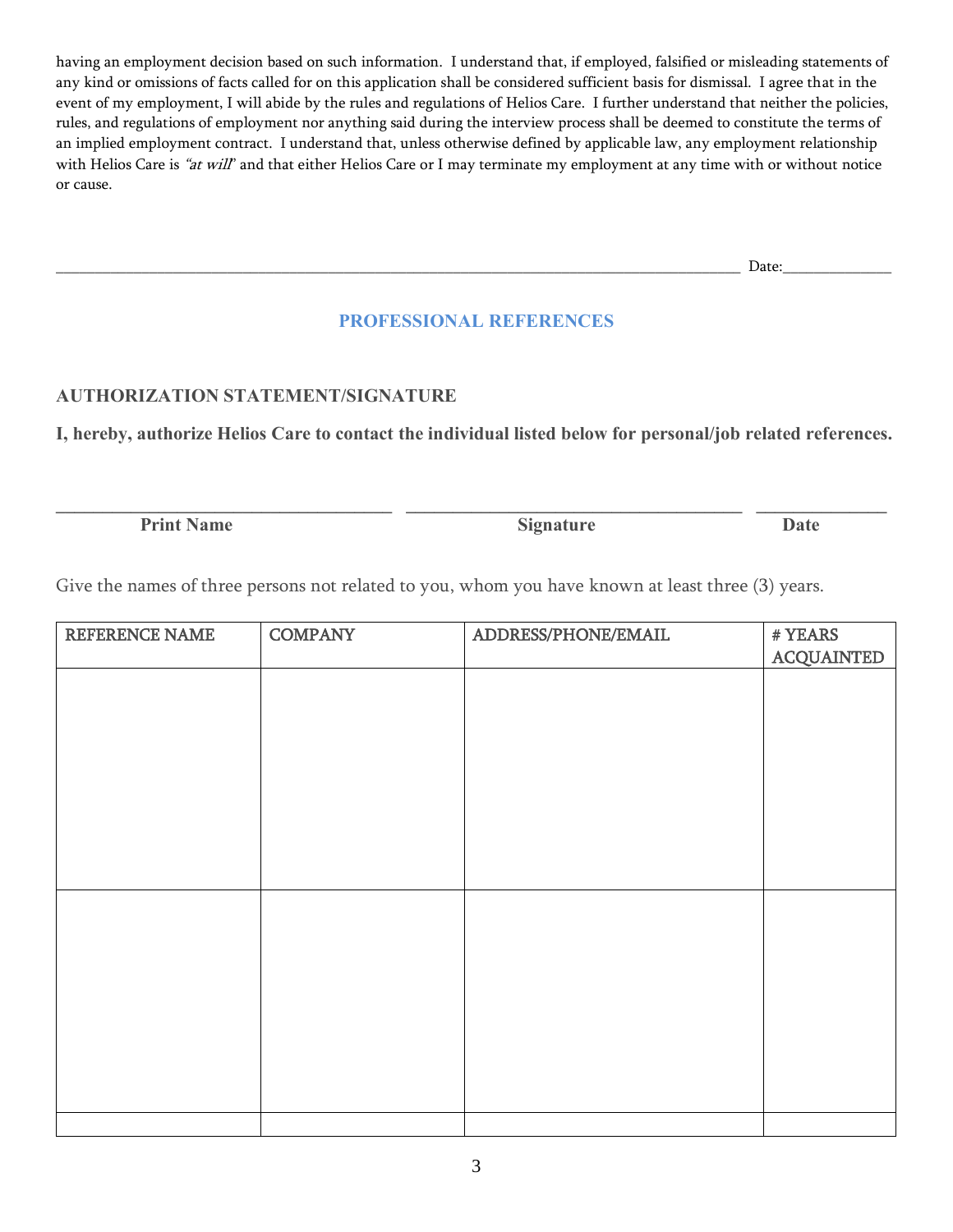having an employment decision based on such information. I understand that, if employed, falsified or misleading statements of any kind or omissions of facts called for on this application shall be considered sufficient basis for dismissal. I agree that in the event of my employment, I will abide by the rules and regulations of Helios Care. I further understand that neither the policies, rules, and regulations of employment nor anything said during the interview process shall be deemed to constitute the terms of an implied employment contract. I understand that, unless otherwise defined by applicable law, any employment relationship with Helios Care is *"at will"* and that either Helios Care or I may terminate my employment at any time with or without notice or cause.

\_\_\_\_\_\_\_\_\_\_\_\_\_\_\_\_\_\_\_\_\_\_\_\_\_\_\_\_\_\_\_\_\_\_\_\_\_\_\_\_\_\_\_\_\_\_\_\_\_\_\_\_\_\_\_\_\_\_\_\_\_\_\_\_\_\_\_\_\_\_\_\_\_\_\_\_\_\_ Date:\_\_\_\_\_\_\_\_\_\_\_\_\_\_

## PROFESSIONAL REFERENCES

### AUTHORIZATION STATEMENT/SIGNATURE

**I, hereby, authorize Helios Care to contact the individual listed below for personal/job related references.**

\_\_\_\_\_\_\_\_\_\_\_\_\_\_\_\_\_\_\_\_\_\_\_\_\_\_\_\_\_\_\_\_\_\_\_\_ \_\_\_\_\_\_\_\_\_\_\_\_\_\_\_\_\_\_\_\_\_\_\_\_\_\_\_\_\_\_\_\_\_\_\_\_ \_\_\_\_\_\_\_\_\_\_\_\_\_\_

**Print Name** **Signature** **Date**

Give the names of three persons not related to you, whom you have known at least three (3) years.

| REFERENCE NAME | COMPANY | ADDRESS/PHONE/EMAIL | # YEARS ACQUAINTED |
|---|---|---|---|
| | | | |
| | | | |
| | | | |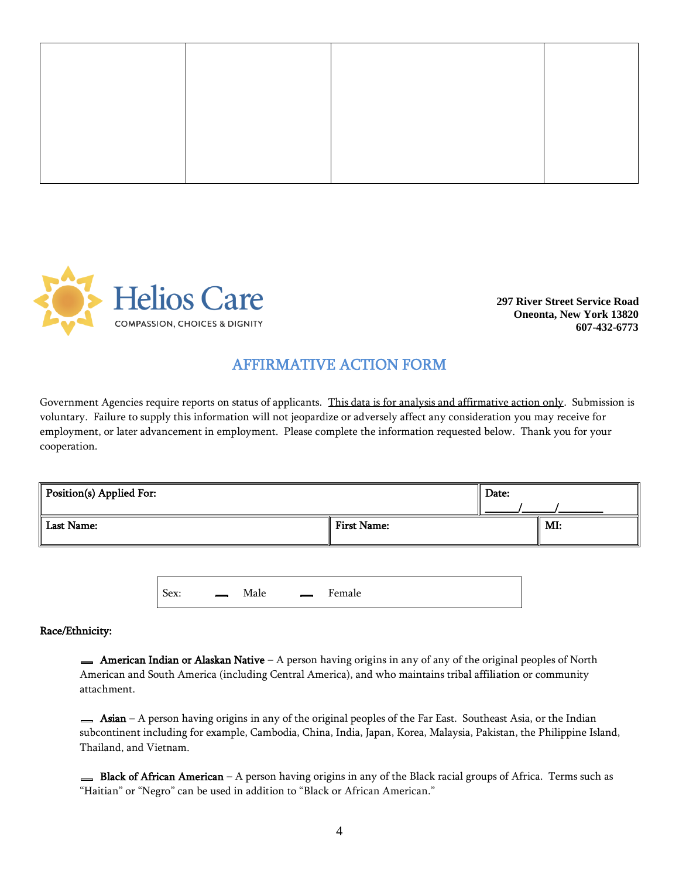| | | | |
|---|---|---|---|
| | | | |

**Helios Care**
COMPASSION, CHOICES & DIGNITY

**297 River Street Service Road**
**Oneonta, New York 13820**
**607-432-6773**

## AFFIRMATIVE ACTION FORM

Government Agencies require reports on status of applicants. This data is for analysis and affirmative action only. Submission is voluntary. Failure to supply this information will not jeopardize or adversely affect any consideration you may receive for employment, or later advancement in employment. Please complete the information requested below. Thank you for your cooperation.

| Position(s) Applied For: | | Date: ______/______/________ |
|---|---|---|
| Last Name: | First Name: | MI: |

Sex: ☐ Male ☐ Female

**Race/Ethnicity:**

☐ **American Indian or Alaskan Native** – A person having origins in any of any of the original peoples of North American and South America (including Central America), and who maintains tribal affiliation or community attachment.

☐ **Asian** – A person having origins in any of the original peoples of the Far East. Southeast Asia, or the Indian subcontinent including for example, Cambodia, China, India, Japan, Korea, Malaysia, Pakistan, the Philippine Island, Thailand, and Vietnam.

☐ **Black of African American** – A person having origins in any of the Black racial groups of Africa. Terms such as "Haitian" or "Negro" can be used in addition to "Black or African American."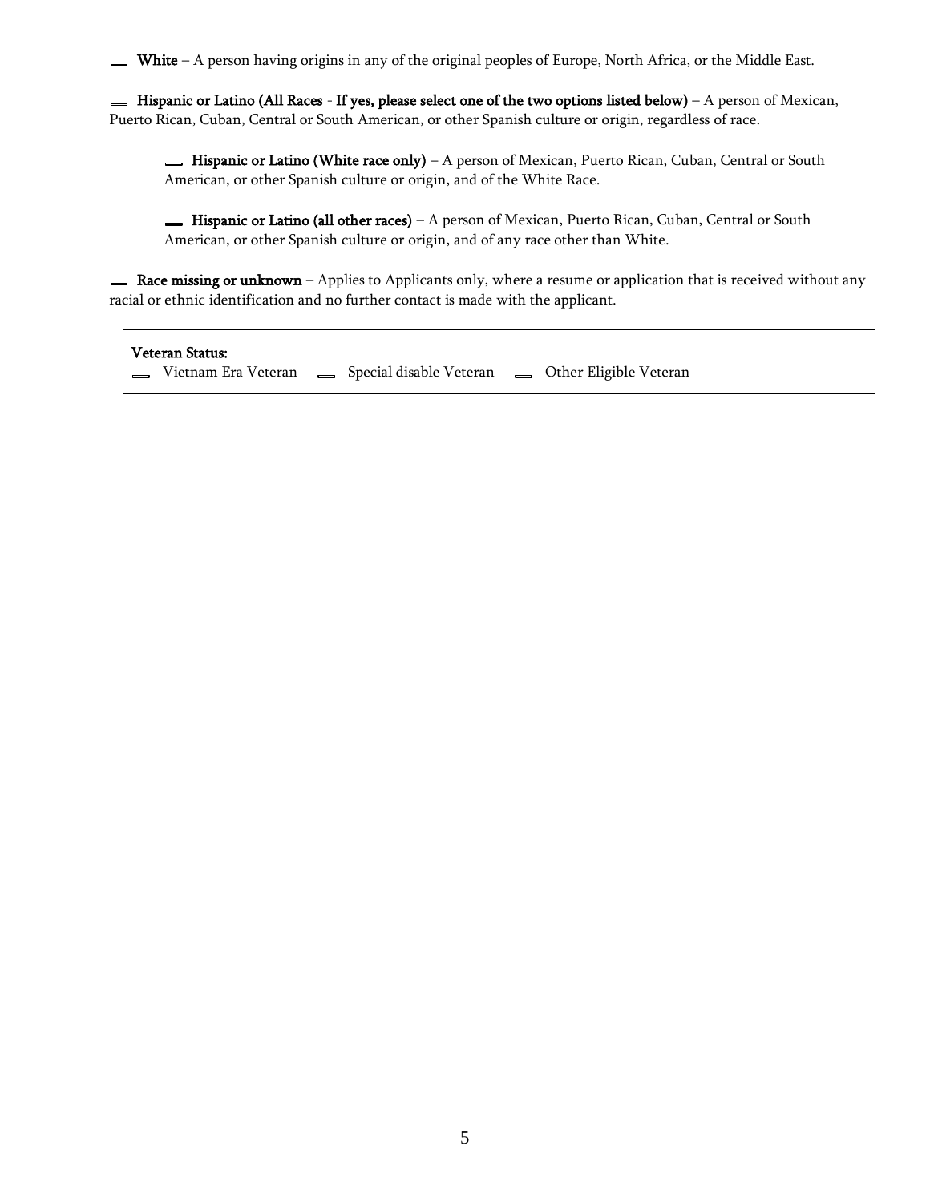☐ **White** – A person having origins in any of the original peoples of Europe, North Africa, or the Middle East.

☐ **Hispanic or Latino (All Races - If yes, please select one of the two options listed below)** – A person of Mexican, Puerto Rican, Cuban, Central or South American, or other Spanish culture or origin, regardless of race.

> ☐ **Hispanic or Latino (White race only)** – A person of Mexican, Puerto Rican, Cuban, Central or South American, or other Spanish culture or origin, and of the White Race.
>
> ☐ **Hispanic or Latino (all other races)** – A person of Mexican, Puerto Rican, Cuban, Central or South American, or other Spanish culture or origin, and of any race other than White.

☐ **Race missing or unknown** – Applies to Applicants only, where a resume or application that is received without any racial or ethnic identification and no further contact is made with the applicant.

**Veteran Status:**

☐ Vietnam Era Veteran ☐ Special disable Veteran ☐ Other Eligible Veteran